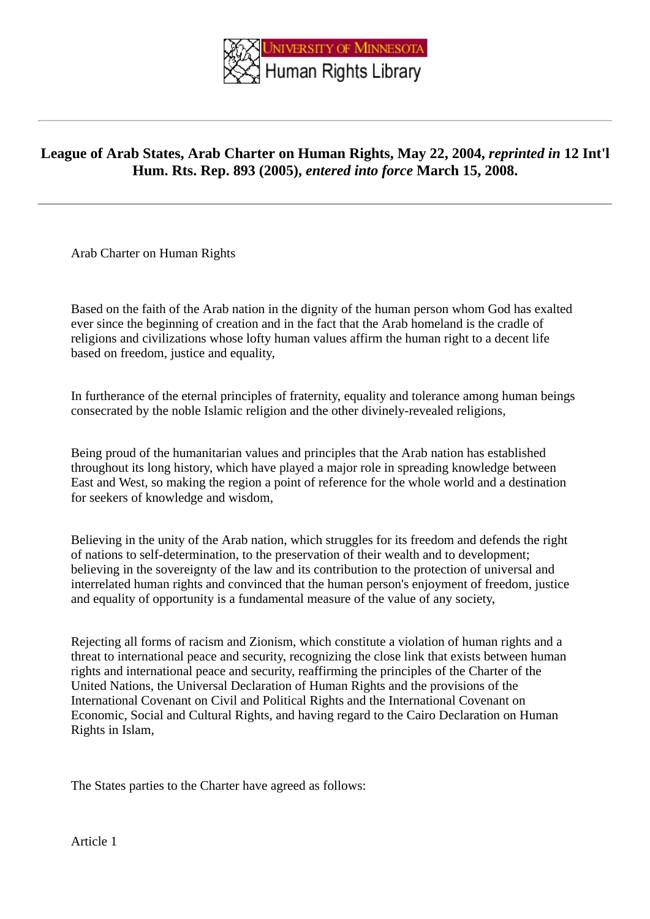**League of Arab States, Arab Charter on Human Rights, May 22, 2004, *reprinted in* 12 Int'l Hum. Rts. Rep. 893 (2005), *entered into force* March 15, 2008.**

---

Arab Charter on Human Rights

Based on the faith of the Arab nation in the dignity of the human person whom God has exalted ever since the beginning of creation and in the fact that the Arab homeland is the cradle of religions and civilizations whose lofty human values affirm the human right to a decent life based on freedom, justice and equality,

In furtherance of the eternal principles of fraternity, equality and tolerance among human beings consecrated by the noble Islamic religion and the other divinely-revealed religions,

Being proud of the humanitarian values and principles that the Arab nation has established throughout its long history, which have played a major role in spreading knowledge between East and West, so making the region a point of reference for the whole world and a destination for seekers of knowledge and wisdom,

Believing in the unity of the Arab nation, which struggles for its freedom and defends the right of nations to self-determination, to the preservation of their wealth and to development; believing in the sovereignty of the law and its contribution to the protection of universal and interrelated human rights and convinced that the human person's enjoyment of freedom, justice and equality of opportunity is a fundamental measure of the value of any society,

Rejecting all forms of racism and Zionism, which constitute a violation of human rights and a threat to international peace and security, recognizing the close link that exists between human rights and international peace and security, reaffirming the principles of the Charter of the United Nations, the Universal Declaration of Human Rights and the provisions of the International Covenant on Civil and Political Rights and the International Covenant on Economic, Social and Cultural Rights, and having regard to the Cairo Declaration on Human Rights in Islam,

The States parties to the Charter have agreed as follows:

Article 1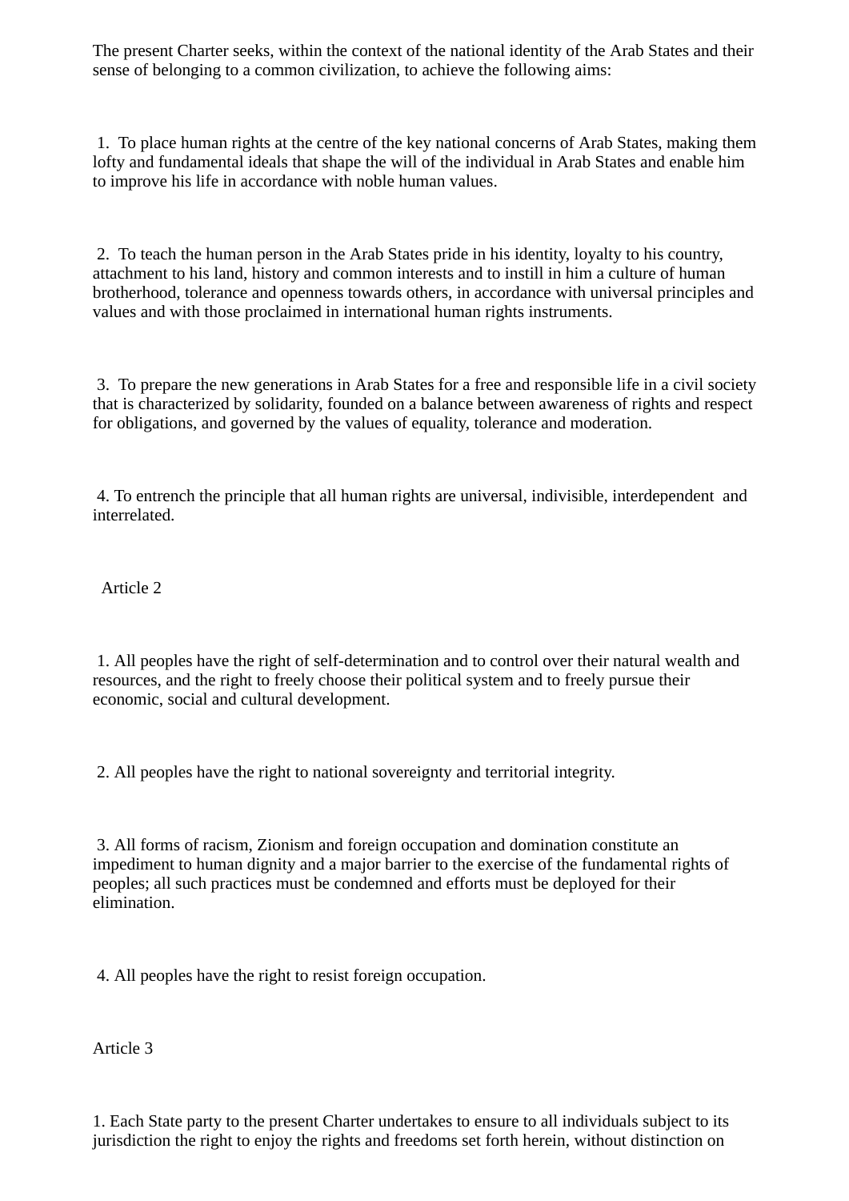The present Charter seeks, within the context of the national identity of the Arab States and their sense of belonging to a common civilization, to achieve the following aims:

1. To place human rights at the centre of the key national concerns of Arab States, making them lofty and fundamental ideals that shape the will of the individual in Arab States and enable him to improve his life in accordance with noble human values.

2. To teach the human person in the Arab States pride in his identity, loyalty to his country, attachment to his land, history and common interests and to instill in him a culture of human brotherhood, tolerance and openness towards others, in accordance with universal principles and values and with those proclaimed in international human rights instruments.

3. To prepare the new generations in Arab States for a free and responsible life in a civil society that is characterized by solidarity, founded on a balance between awareness of rights and respect for obligations, and governed by the values of equality, tolerance and moderation.

4. To entrench the principle that all human rights are universal, indivisible, interdependent and interrelated.

## Article 2

1. All peoples have the right of self-determination and to control over their natural wealth and resources, and the right to freely choose their political system and to freely pursue their economic, social and cultural development.

2. All peoples have the right to national sovereignty and territorial integrity.

3. All forms of racism, Zionism and foreign occupation and domination constitute an impediment to human dignity and a major barrier to the exercise of the fundamental rights of peoples; all such practices must be condemned and efforts must be deployed for their elimination.

4. All peoples have the right to resist foreign occupation.

## Article 3

1. Each State party to the present Charter undertakes to ensure to all individuals subject to its jurisdiction the right to enjoy the rights and freedoms set forth herein, without distinction on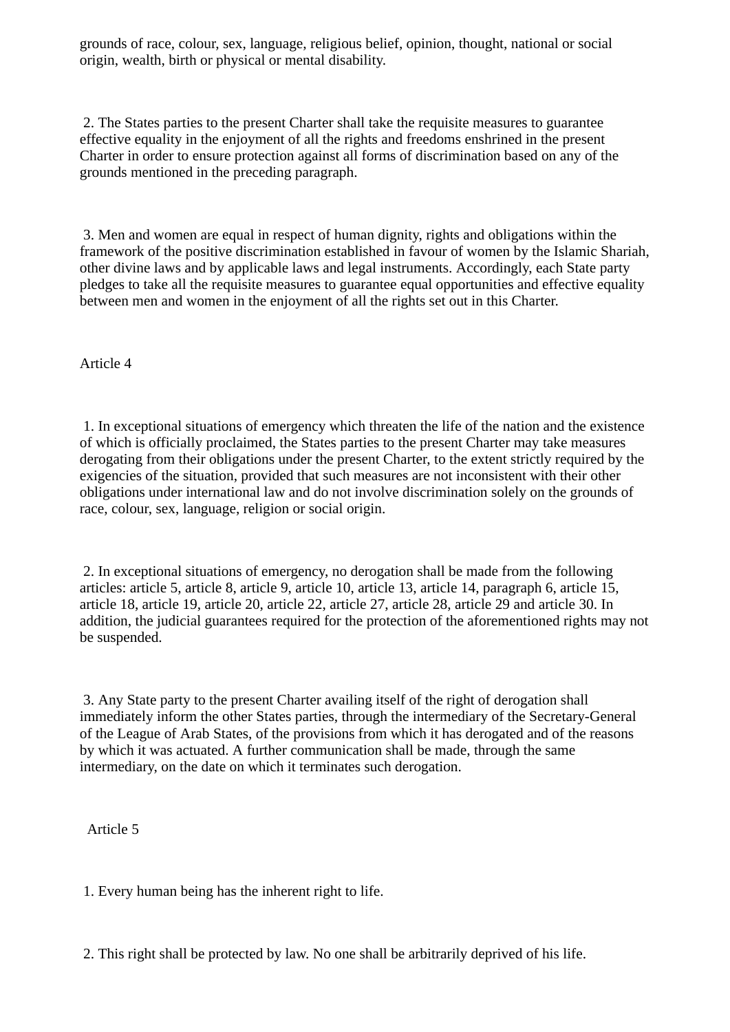grounds of race, colour, sex, language, religious belief, opinion, thought, national or social origin, wealth, birth or physical or mental disability.

2. The States parties to the present Charter shall take the requisite measures to guarantee effective equality in the enjoyment of all the rights and freedoms enshrined in the present Charter in order to ensure protection against all forms of discrimination based on any of the grounds mentioned in the preceding paragraph.

3. Men and women are equal in respect of human dignity, rights and obligations within the framework of the positive discrimination established in favour of women by the Islamic Shariah, other divine laws and by applicable laws and legal instruments. Accordingly, each State party pledges to take all the requisite measures to guarantee equal opportunities and effective equality between men and women in the enjoyment of all the rights set out in this Charter.

Article 4

1. In exceptional situations of emergency which threaten the life of the nation and the existence of which is officially proclaimed, the States parties to the present Charter may take measures derogating from their obligations under the present Charter, to the extent strictly required by the exigencies of the situation, provided that such measures are not inconsistent with their other obligations under international law and do not involve discrimination solely on the grounds of race, colour, sex, language, religion or social origin.

2. In exceptional situations of emergency, no derogation shall be made from the following articles: article 5, article 8, article 9, article 10, article 13, article 14, paragraph 6, article 15, article 18, article 19, article 20, article 22, article 27, article 28, article 29 and article 30. In addition, the judicial guarantees required for the protection of the aforementioned rights may not be suspended.

3. Any State party to the present Charter availing itself of the right of derogation shall immediately inform the other States parties, through the intermediary of the Secretary-General of the League of Arab States, of the provisions from which it has derogated and of the reasons by which it was actuated. A further communication shall be made, through the same intermediary, on the date on which it terminates such derogation.

Article 5

1. Every human being has the inherent right to life.

2. This right shall be protected by law. No one shall be arbitrarily deprived of his life.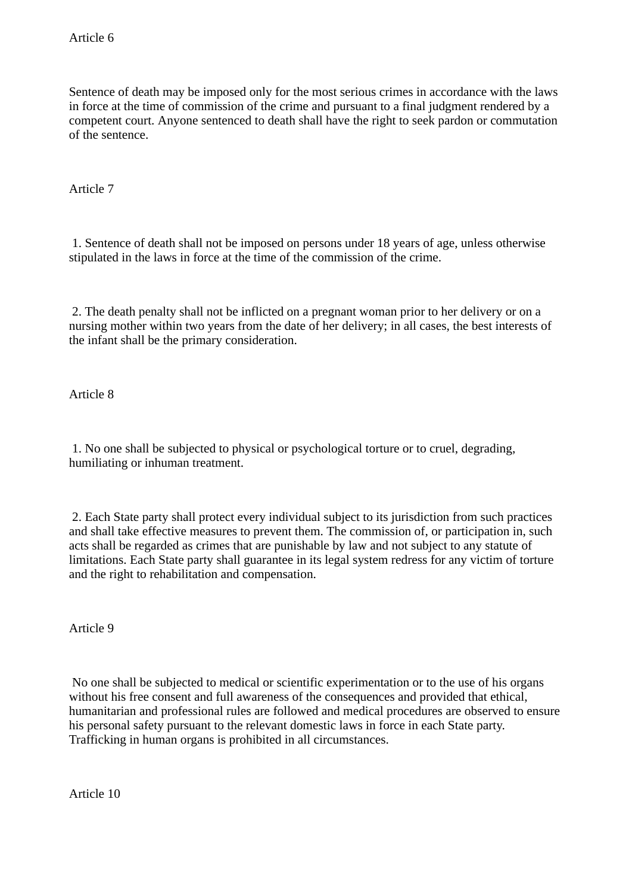## Article 6

Sentence of death may be imposed only for the most serious crimes in accordance with the laws in force at the time of commission of the crime and pursuant to a final judgment rendered by a competent court. Anyone sentenced to death shall have the right to seek pardon or commutation of the sentence.

## Article 7

1. Sentence of death shall not be imposed on persons under 18 years of age, unless otherwise stipulated in the laws in force at the time of the commission of the crime.

2. The death penalty shall not be inflicted on a pregnant woman prior to her delivery or on a nursing mother within two years from the date of her delivery; in all cases, the best interests of the infant shall be the primary consideration.

## Article 8

1. No one shall be subjected to physical or psychological torture or to cruel, degrading, humiliating or inhuman treatment.

2. Each State party shall protect every individual subject to its jurisdiction from such practices and shall take effective measures to prevent them. The commission of, or participation in, such acts shall be regarded as crimes that are punishable by law and not subject to any statute of limitations. Each State party shall guarantee in its legal system redress for any victim of torture and the right to rehabilitation and compensation.

## Article 9

No one shall be subjected to medical or scientific experimentation or to the use of his organs without his free consent and full awareness of the consequences and provided that ethical, humanitarian and professional rules are followed and medical procedures are observed to ensure his personal safety pursuant to the relevant domestic laws in force in each State party. Trafficking in human organs is prohibited in all circumstances.

## Article 10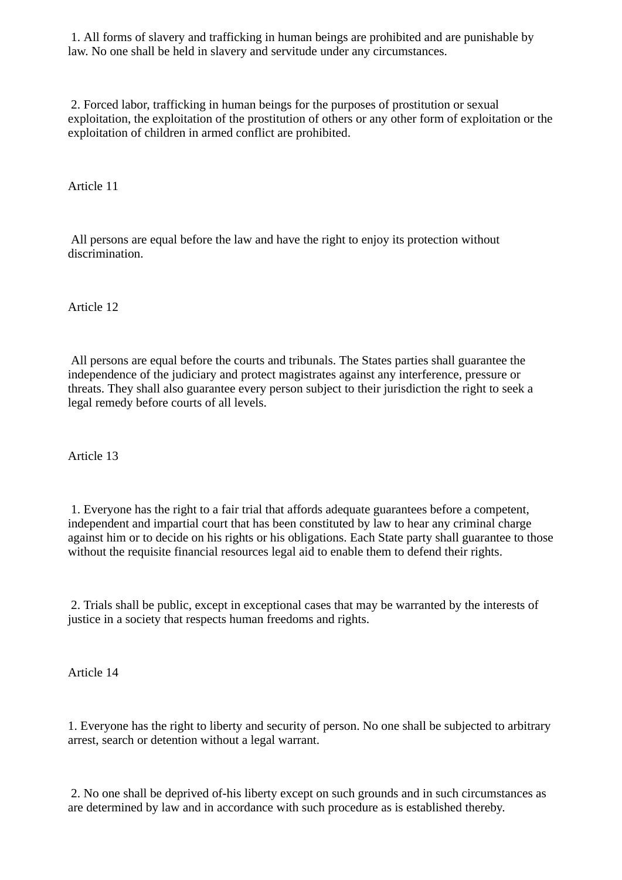1. All forms of slavery and trafficking in human beings are prohibited and are punishable by law. No one shall be held in slavery and servitude under any circumstances.

2. Forced labor, trafficking in human beings for the purposes of prostitution or sexual exploitation, the exploitation of the prostitution of others or any other form of exploitation or the exploitation of children in armed conflict are prohibited.

Article 11

All persons are equal before the law and have the right to enjoy its protection without discrimination.

Article 12

All persons are equal before the courts and tribunals. The States parties shall guarantee the independence of the judiciary and protect magistrates against any interference, pressure or threats. They shall also guarantee every person subject to their jurisdiction the right to seek a legal remedy before courts of all levels.

Article 13

1. Everyone has the right to a fair trial that affords adequate guarantees before a competent, independent and impartial court that has been constituted by law to hear any criminal charge against him or to decide on his rights or his obligations. Each State party shall guarantee to those without the requisite financial resources legal aid to enable them to defend their rights.

2. Trials shall be public, except in exceptional cases that may be warranted by the interests of justice in a society that respects human freedoms and rights.

Article 14

1. Everyone has the right to liberty and security of person. No one shall be subjected to arbitrary arrest, search or detention without a legal warrant.

2. No one shall be deprived of-his liberty except on such grounds and in such circumstances as are determined by law and in accordance with such procedure as is established thereby.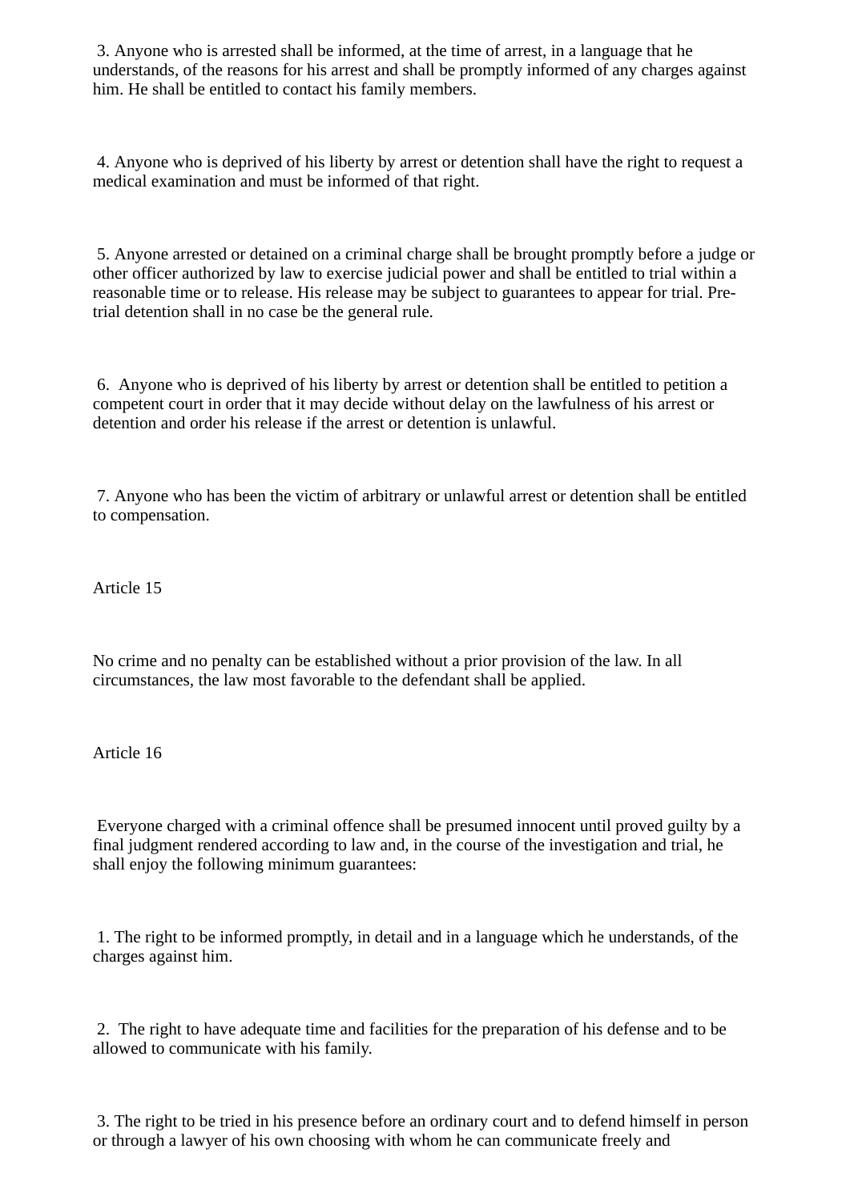3. Anyone who is arrested shall be informed, at the time of arrest, in a language that he understands, of the reasons for his arrest and shall be promptly informed of any charges against him. He shall be entitled to contact his family members.

4. Anyone who is deprived of his liberty by arrest or detention shall have the right to request a medical examination and must be informed of that right.

5. Anyone arrested or detained on a criminal charge shall be brought promptly before a judge or other officer authorized by law to exercise judicial power and shall be entitled to trial within a reasonable time or to release. His release may be subject to guarantees to appear for trial. Pre-trial detention shall in no case be the general rule.

6. Anyone who is deprived of his liberty by arrest or detention shall be entitled to petition a competent court in order that it may decide without delay on the lawfulness of his arrest or detention and order his release if the arrest or detention is unlawful.

7. Anyone who has been the victim of arbitrary or unlawful arrest or detention shall be entitled to compensation.

Article 15

No crime and no penalty can be established without a prior provision of the law. In all circumstances, the law most favorable to the defendant shall be applied.

Article 16

Everyone charged with a criminal offence shall be presumed innocent until proved guilty by a final judgment rendered according to law and, in the course of the investigation and trial, he shall enjoy the following minimum guarantees:

1. The right to be informed promptly, in detail and in a language which he understands, of the charges against him.

2. The right to have adequate time and facilities for the preparation of his defense and to be allowed to communicate with his family.

3. The right to be tried in his presence before an ordinary court and to defend himself in person or through a lawyer of his own choosing with whom he can communicate freely and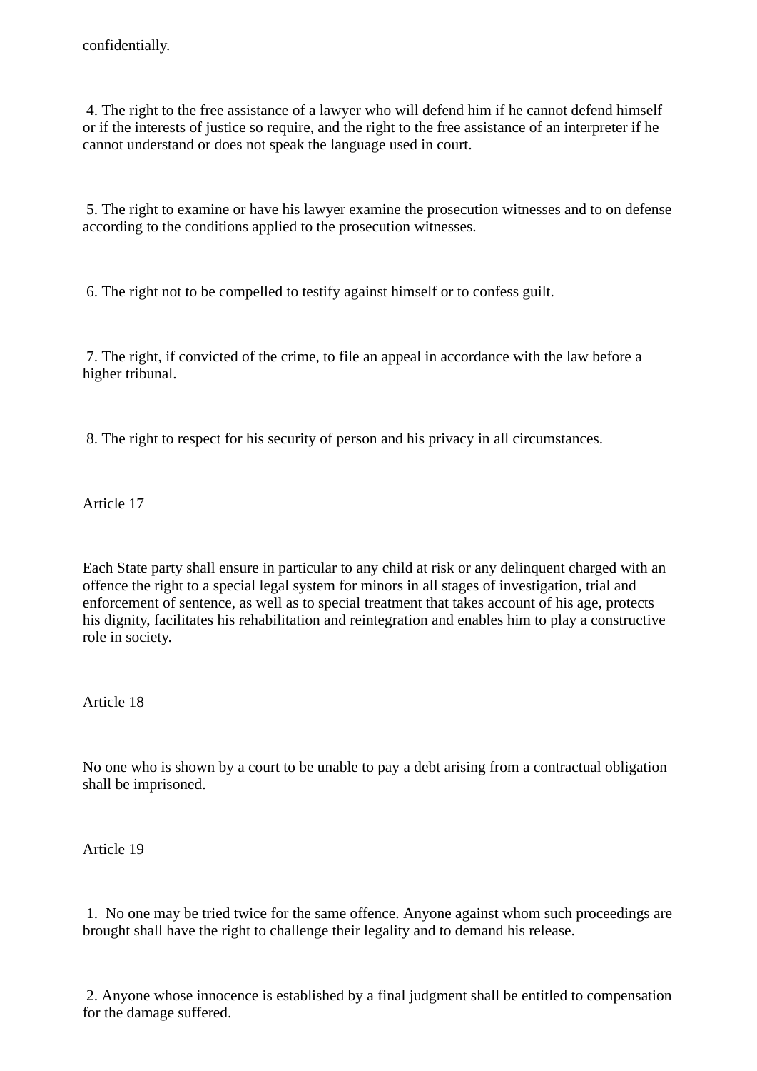confidentially.

4. The right to the free assistance of a lawyer who will defend him if he cannot defend himself or if the interests of justice so require, and the right to the free assistance of an interpreter if he cannot understand or does not speak the language used in court.

5. The right to examine or have his lawyer examine the prosecution witnesses and to on defense according to the conditions applied to the prosecution witnesses.

6. The right not to be compelled to testify against himself or to confess guilt.

7. The right, if convicted of the crime, to file an appeal in accordance with the law before a higher tribunal.

8. The right to respect for his security of person and his privacy in all circumstances.

Article 17

Each State party shall ensure in particular to any child at risk or any delinquent charged with an offence the right to a special legal system for minors in all stages of investigation, trial and enforcement of sentence, as well as to special treatment that takes account of his age, protects his dignity, facilitates his rehabilitation and reintegration and enables him to play a constructive role in society.

Article 18

No one who is shown by a court to be unable to pay a debt arising from a contractual obligation shall be imprisoned.

Article 19

1. No one may be tried twice for the same offence. Anyone against whom such proceedings are brought shall have the right to challenge their legality and to demand his release.

2. Anyone whose innocence is established by a final judgment shall be entitled to compensation for the damage suffered.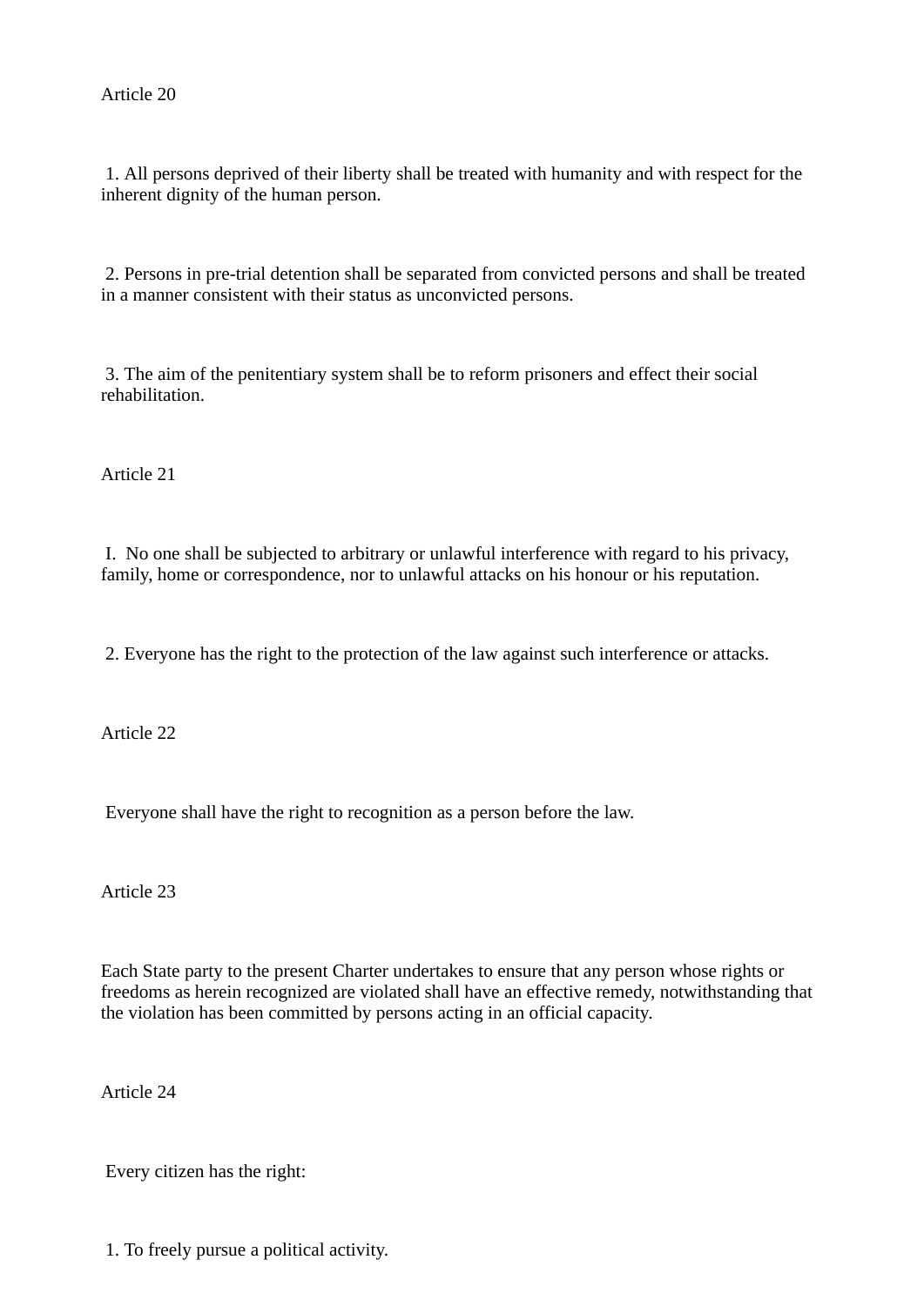## Article 20

1. All persons deprived of their liberty shall be treated with humanity and with respect for the inherent dignity of the human person.

2. Persons in pre-trial detention shall be separated from convicted persons and shall be treated in a manner consistent with their status as unconvicted persons.

3. The aim of the penitentiary system shall be to reform prisoners and effect their social rehabilitation.

## Article 21

I. No one shall be subjected to arbitrary or unlawful interference with regard to his privacy, family, home or correspondence, nor to unlawful attacks on his honour or his reputation.

2. Everyone has the right to the protection of the law against such interference or attacks.

## Article 22

Everyone shall have the right to recognition as a person before the law.

## Article 23

Each State party to the present Charter undertakes to ensure that any person whose rights or freedoms as herein recognized are violated shall have an effective remedy, notwithstanding that the violation has been committed by persons acting in an official capacity.

## Article 24

Every citizen has the right:

1. To freely pursue a political activity.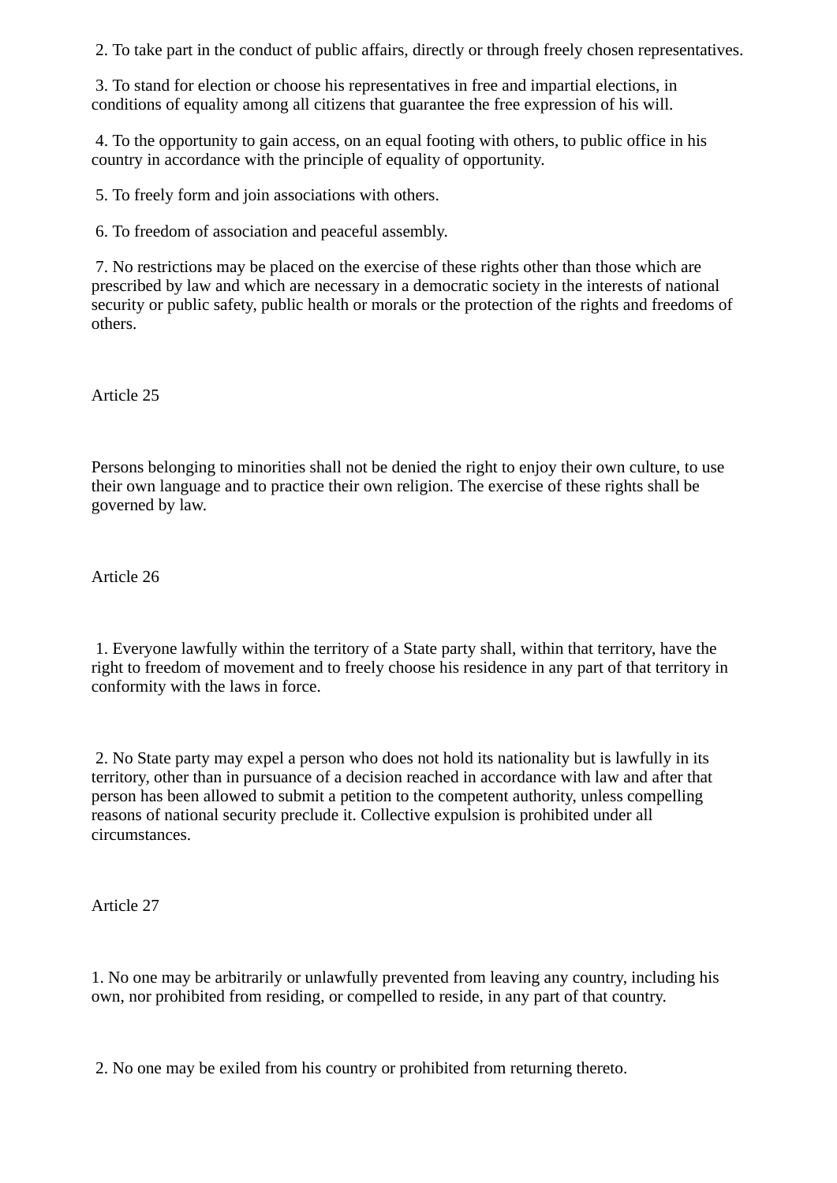2. To take part in the conduct of public affairs, directly or through freely chosen representatives.

3. To stand for election or choose his representatives in free and impartial elections, in conditions of equality among all citizens that guarantee the free expression of his will.

4. To the opportunity to gain access, on an equal footing with others, to public office in his country in accordance with the principle of equality of opportunity.

5. To freely form and join associations with others.

6. To freedom of association and peaceful assembly.

7. No restrictions may be placed on the exercise of these rights other than those which are prescribed by law and which are necessary in a democratic society in the interests of national security or public safety, public health or morals or the protection of the rights and freedoms of others.

Article 25

Persons belonging to minorities shall not be denied the right to enjoy their own culture, to use their own language and to practice their own religion. The exercise of these rights shall be governed by law.

Article 26

1. Everyone lawfully within the territory of a State party shall, within that territory, have the right to freedom of movement and to freely choose his residence in any part of that territory in conformity with the laws in force.

2. No State party may expel a person who does not hold its nationality but is lawfully in its territory, other than in pursuance of a decision reached in accordance with law and after that person has been allowed to submit a petition to the competent authority, unless compelling reasons of national security preclude it. Collective expulsion is prohibited under all circumstances.

Article 27

1. No one may be arbitrarily or unlawfully prevented from leaving any country, including his own, nor prohibited from residing, or compelled to reside, in any part of that country.

2. No one may be exiled from his country or prohibited from returning thereto.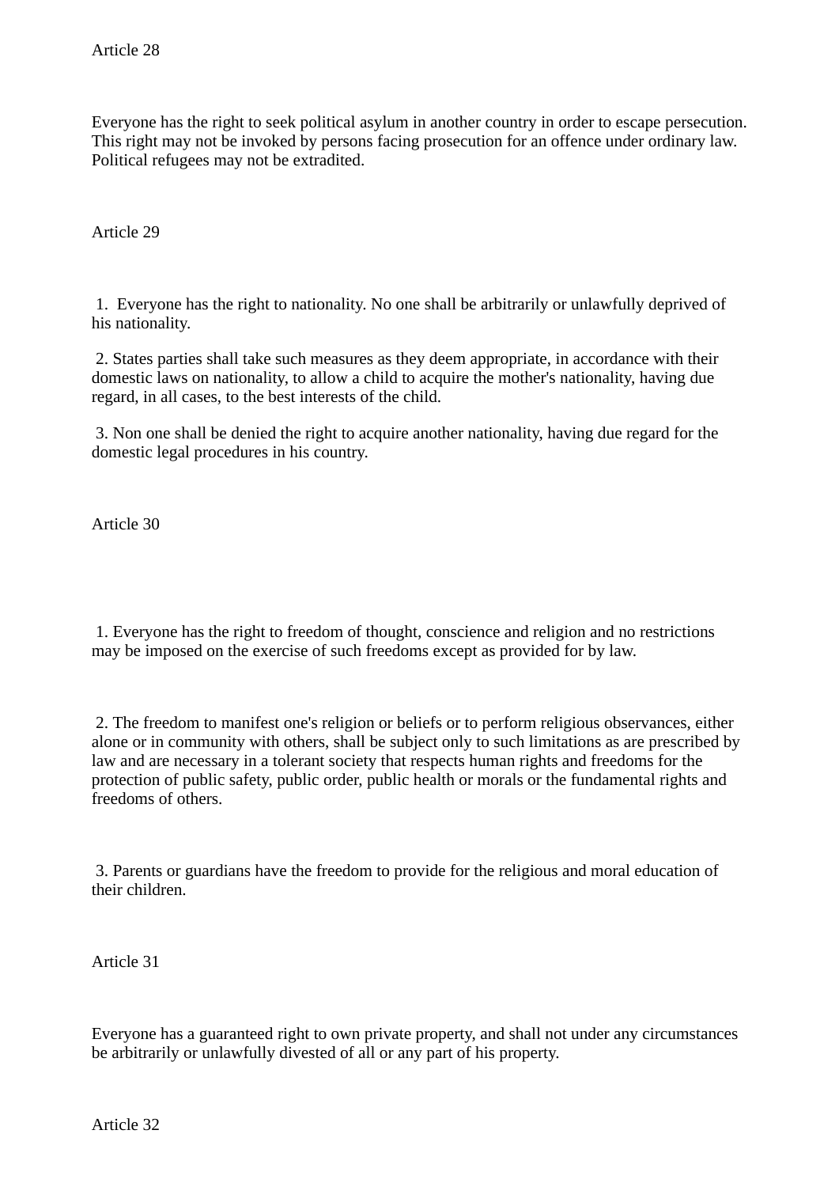Article 28

Everyone has the right to seek political asylum in another country in order to escape persecution. This right may not be invoked by persons facing prosecution for an offence under ordinary law. Political refugees may not be extradited.

Article 29

1. Everyone has the right to nationality. No one shall be arbitrarily or unlawfully deprived of his nationality.

2. States parties shall take such measures as they deem appropriate, in accordance with their domestic laws on nationality, to allow a child to acquire the mother's nationality, having due regard, in all cases, to the best interests of the child.

3. Non one shall be denied the right to acquire another nationality, having due regard for the domestic legal procedures in his country.

Article 30

1. Everyone has the right to freedom of thought, conscience and religion and no restrictions may be imposed on the exercise of such freedoms except as provided for by law.

2. The freedom to manifest one's religion or beliefs or to perform religious observances, either alone or in community with others, shall be subject only to such limitations as are prescribed by law and are necessary in a tolerant society that respects human rights and freedoms for the protection of public safety, public order, public health or morals or the fundamental rights and freedoms of others.

3. Parents or guardians have the freedom to provide for the religious and moral education of their children.

Article 31

Everyone has a guaranteed right to own private property, and shall not under any circumstances be arbitrarily or unlawfully divested of all or any part of his property.

Article 32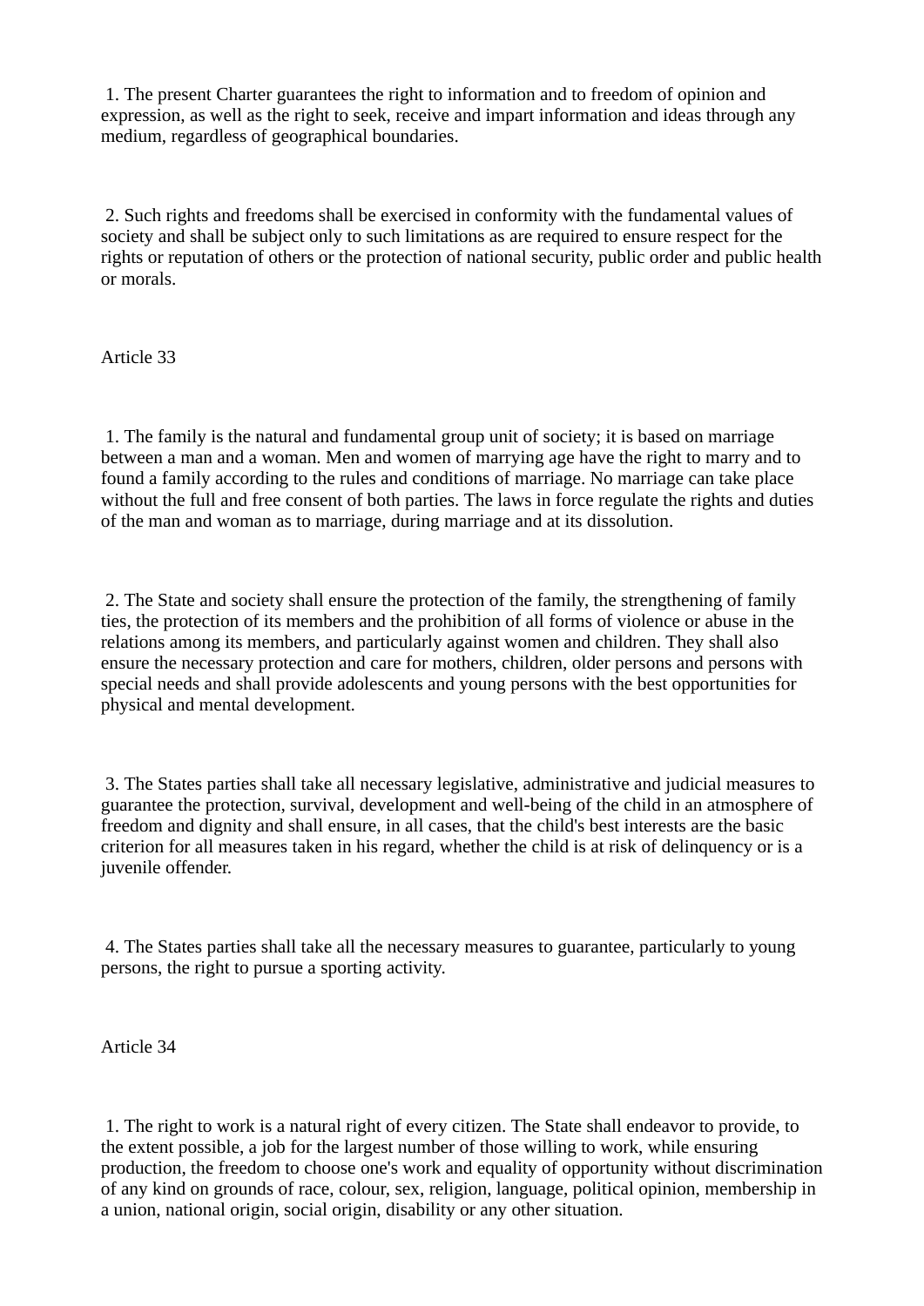1. The present Charter guarantees the right to information and to freedom of opinion and expression, as well as the right to seek, receive and impart information and ideas through any medium, regardless of geographical boundaries.

2. Such rights and freedoms shall be exercised in conformity with the fundamental values of society and shall be subject only to such limitations as are required to ensure respect for the rights or reputation of others or the protection of national security, public order and public health or morals.

## Article 33

1. The family is the natural and fundamental group unit of society; it is based on marriage between a man and a woman. Men and women of marrying age have the right to marry and to found a family according to the rules and conditions of marriage. No marriage can take place without the full and free consent of both parties. The laws in force regulate the rights and duties of the man and woman as to marriage, during marriage and at its dissolution.

2. The State and society shall ensure the protection of the family, the strengthening of family ties, the protection of its members and the prohibition of all forms of violence or abuse in the relations among its members, and particularly against women and children. They shall also ensure the necessary protection and care for mothers, children, older persons and persons with special needs and shall provide adolescents and young persons with the best opportunities for physical and mental development.

3. The States parties shall take all necessary legislative, administrative and judicial measures to guarantee the protection, survival, development and well-being of the child in an atmosphere of freedom and dignity and shall ensure, in all cases, that the child's best interests are the basic criterion for all measures taken in his regard, whether the child is at risk of delinquency or is a juvenile offender.

4. The States parties shall take all the necessary measures to guarantee, particularly to young persons, the right to pursue a sporting activity.

## Article 34

1. The right to work is a natural right of every citizen. The State shall endeavor to provide, to the extent possible, a job for the largest number of those willing to work, while ensuring production, the freedom to choose one's work and equality of opportunity without discrimination of any kind on grounds of race, colour, sex, religion, language, political opinion, membership in a union, national origin, social origin, disability or any other situation.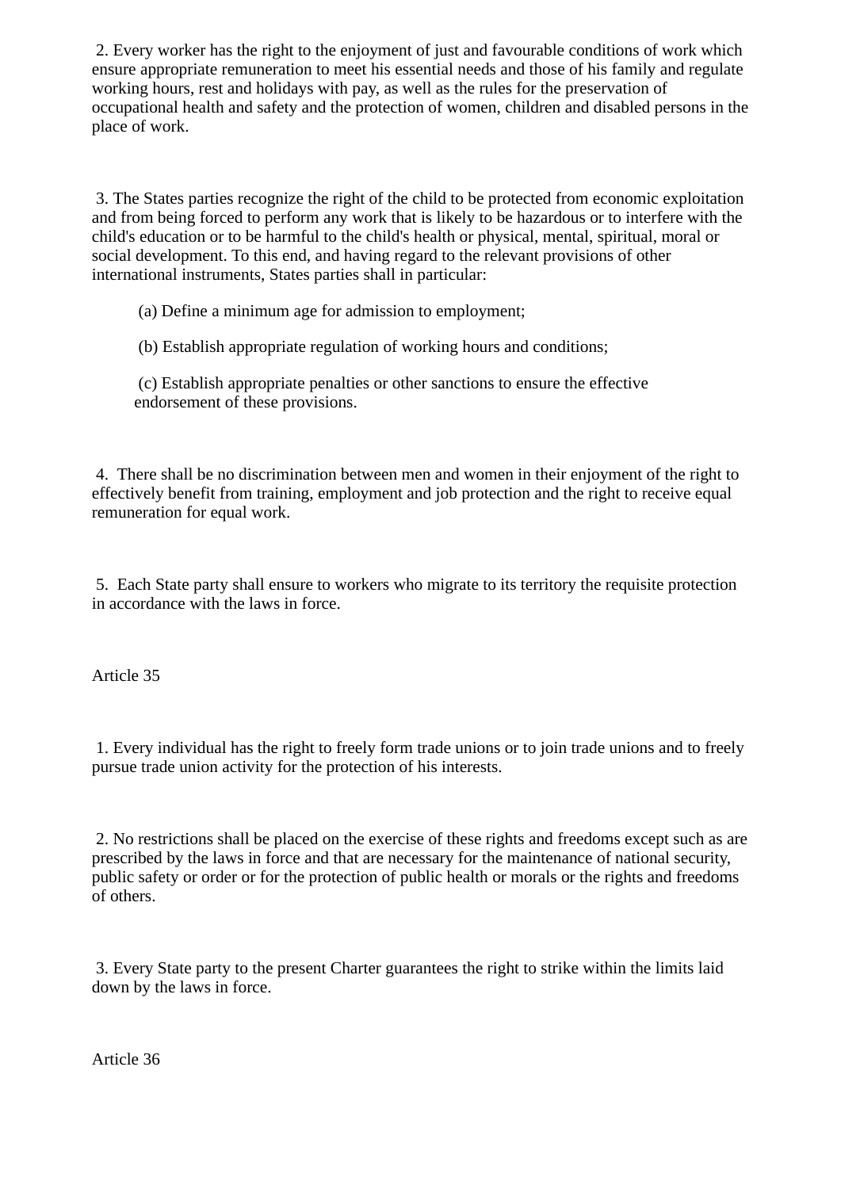2. Every worker has the right to the enjoyment of just and favourable conditions of work which ensure appropriate remuneration to meet his essential needs and those of his family and regulate working hours, rest and holidays with pay, as well as the rules for the preservation of occupational health and safety and the protection of women, children and disabled persons in the place of work.

3. The States parties recognize the right of the child to be protected from economic exploitation and from being forced to perform any work that is likely to be hazardous or to interfere with the child's education or to be harmful to the child's health or physical, mental, spiritual, moral or social development. To this end, and having regard to the relevant provisions of other international instruments, States parties shall in particular:

(a) Define a minimum age for admission to employment;

(b) Establish appropriate regulation of working hours and conditions;

(c) Establish appropriate penalties or other sanctions to ensure the effective endorsement of these provisions.

4. There shall be no discrimination between men and women in their enjoyment of the right to effectively benefit from training, employment and job protection and the right to receive equal remuneration for equal work.

5. Each State party shall ensure to workers who migrate to its territory the requisite protection in accordance with the laws in force.

Article 35

1. Every individual has the right to freely form trade unions or to join trade unions and to freely pursue trade union activity for the protection of his interests.

2. No restrictions shall be placed on the exercise of these rights and freedoms except such as are prescribed by the laws in force and that are necessary for the maintenance of national security, public safety or order or for the protection of public health or morals or the rights and freedoms of others.

3. Every State party to the present Charter guarantees the right to strike within the limits laid down by the laws in force.

Article 36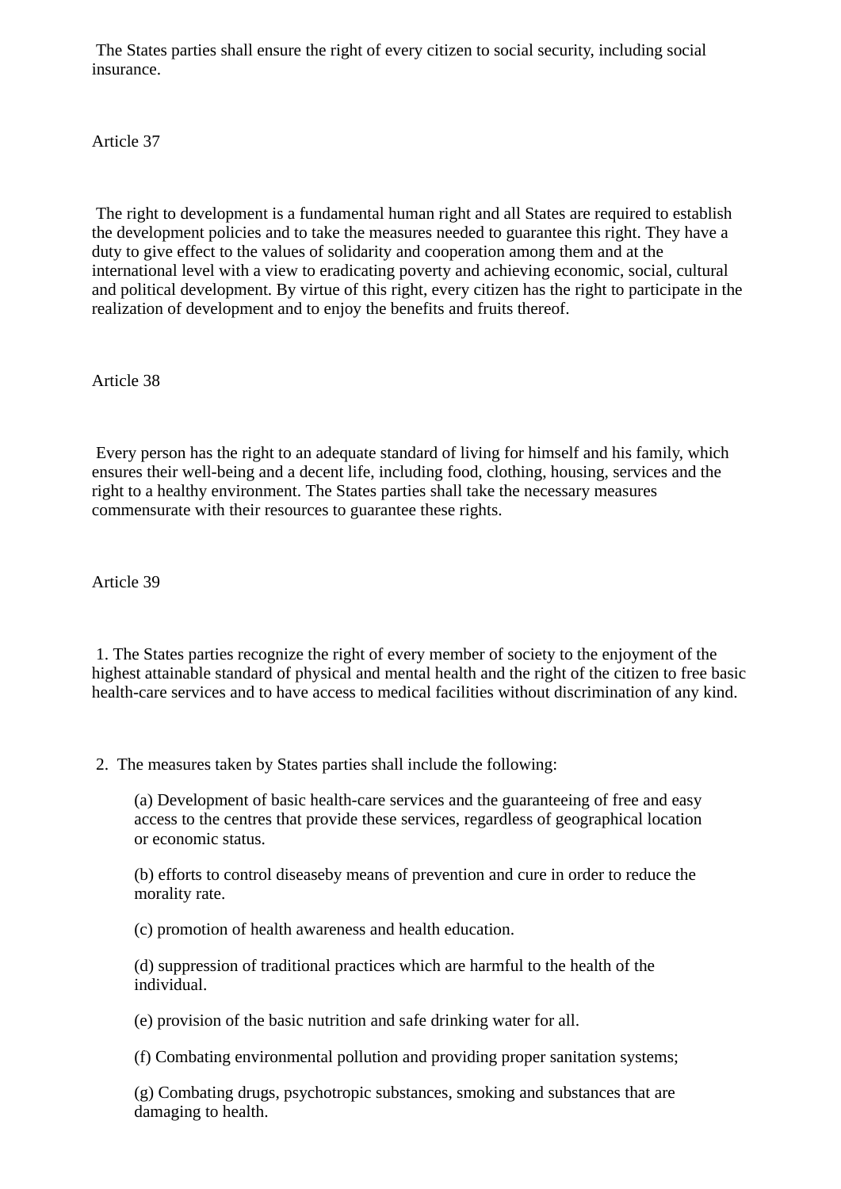The States parties shall ensure the right of every citizen to social security, including social insurance.

Article 37

The right to development is a fundamental human right and all States are required to establish the development policies and to take the measures needed to guarantee this right. They have a duty to give effect to the values of solidarity and cooperation among them and at the international level with a view to eradicating poverty and achieving economic, social, cultural and political development. By virtue of this right, every citizen has the right to participate in the realization of development and to enjoy the benefits and fruits thereof.

Article 38

Every person has the right to an adequate standard of living for himself and his family, which ensures their well-being and a decent life, including food, clothing, housing, services and the right to a healthy environment. The States parties shall take the necessary measures commensurate with their resources to guarantee these rights.

Article 39

1. The States parties recognize the right of every member of society to the enjoyment of the highest attainable standard of physical and mental health and the right of the citizen to free basic health-care services and to have access to medical facilities without discrimination of any kind.

2. The measures taken by States parties shall include the following:

(a) Development of basic health-care services and the guaranteeing of free and easy access to the centres that provide these services, regardless of geographical location or economic status.

(b) efforts to control diseaseby means of prevention and cure in order to reduce the morality rate.

(c) promotion of health awareness and health education.

(d) suppression of traditional practices which are harmful to the health of the individual.

(e) provision of the basic nutrition and safe drinking water for all.

(f) Combating environmental pollution and providing proper sanitation systems;

(g) Combating drugs, psychotropic substances, smoking and substances that are damaging to health.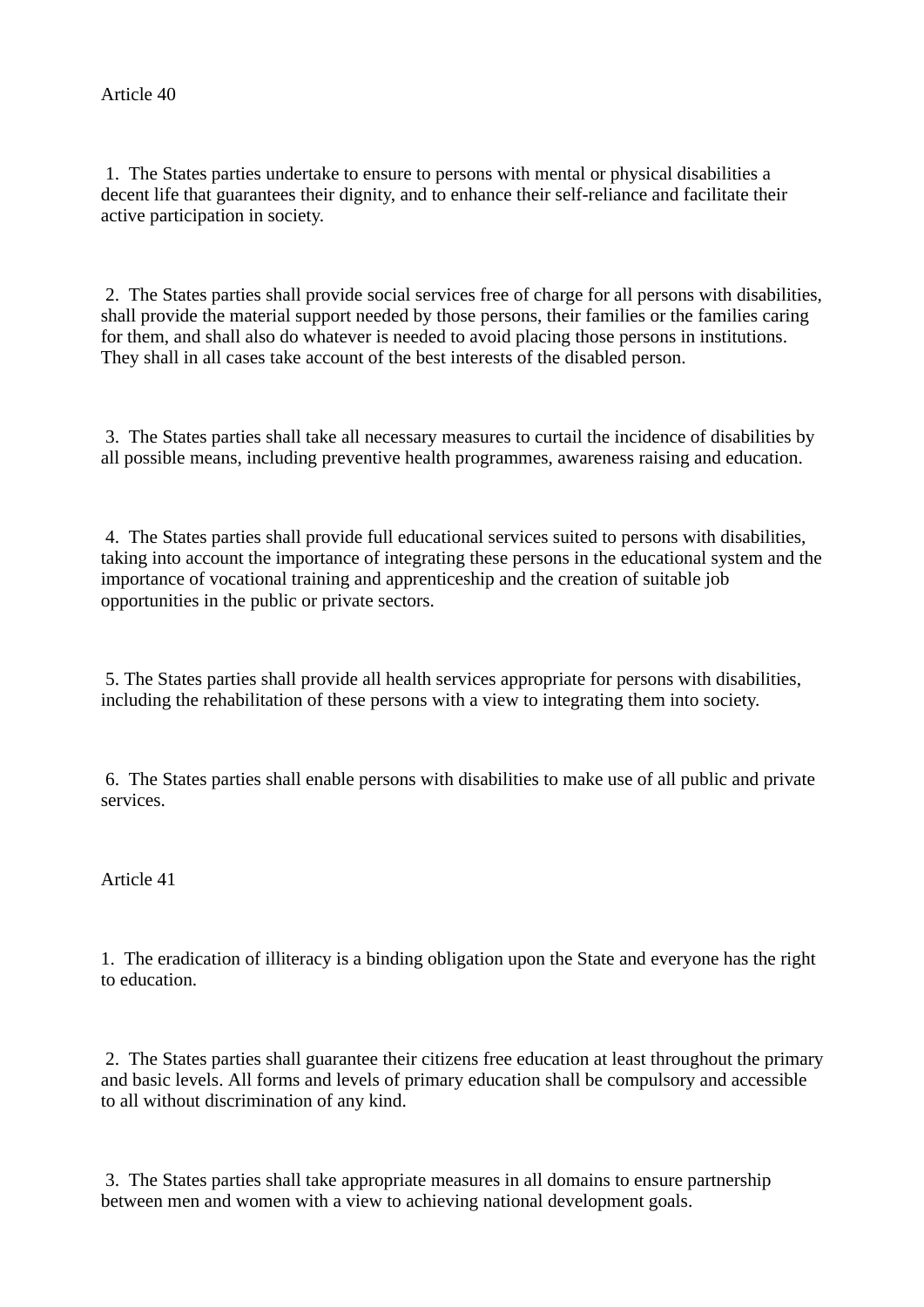Article 40

1. The States parties undertake to ensure to persons with mental or physical disabilities a decent life that guarantees their dignity, and to enhance their self-reliance and facilitate their active participation in society.

2. The States parties shall provide social services free of charge for all persons with disabilities, shall provide the material support needed by those persons, their families or the families caring for them, and shall also do whatever is needed to avoid placing those persons in institutions. They shall in all cases take account of the best interests of the disabled person.

3. The States parties shall take all necessary measures to curtail the incidence of disabilities by all possible means, including preventive health programmes, awareness raising and education.

4. The States parties shall provide full educational services suited to persons with disabilities, taking into account the importance of integrating these persons in the educational system and the importance of vocational training and apprenticeship and the creation of suitable job opportunities in the public or private sectors.

5. The States parties shall provide all health services appropriate for persons with disabilities, including the rehabilitation of these persons with a view to integrating them into society.

6. The States parties shall enable persons with disabilities to make use of all public and private services.

Article 41

1. The eradication of illiteracy is a binding obligation upon the State and everyone has the right to education.

2. The States parties shall guarantee their citizens free education at least throughout the primary and basic levels. All forms and levels of primary education shall be compulsory and accessible to all without discrimination of any kind.

3. The States parties shall take appropriate measures in all domains to ensure partnership between men and women with a view to achieving national development goals.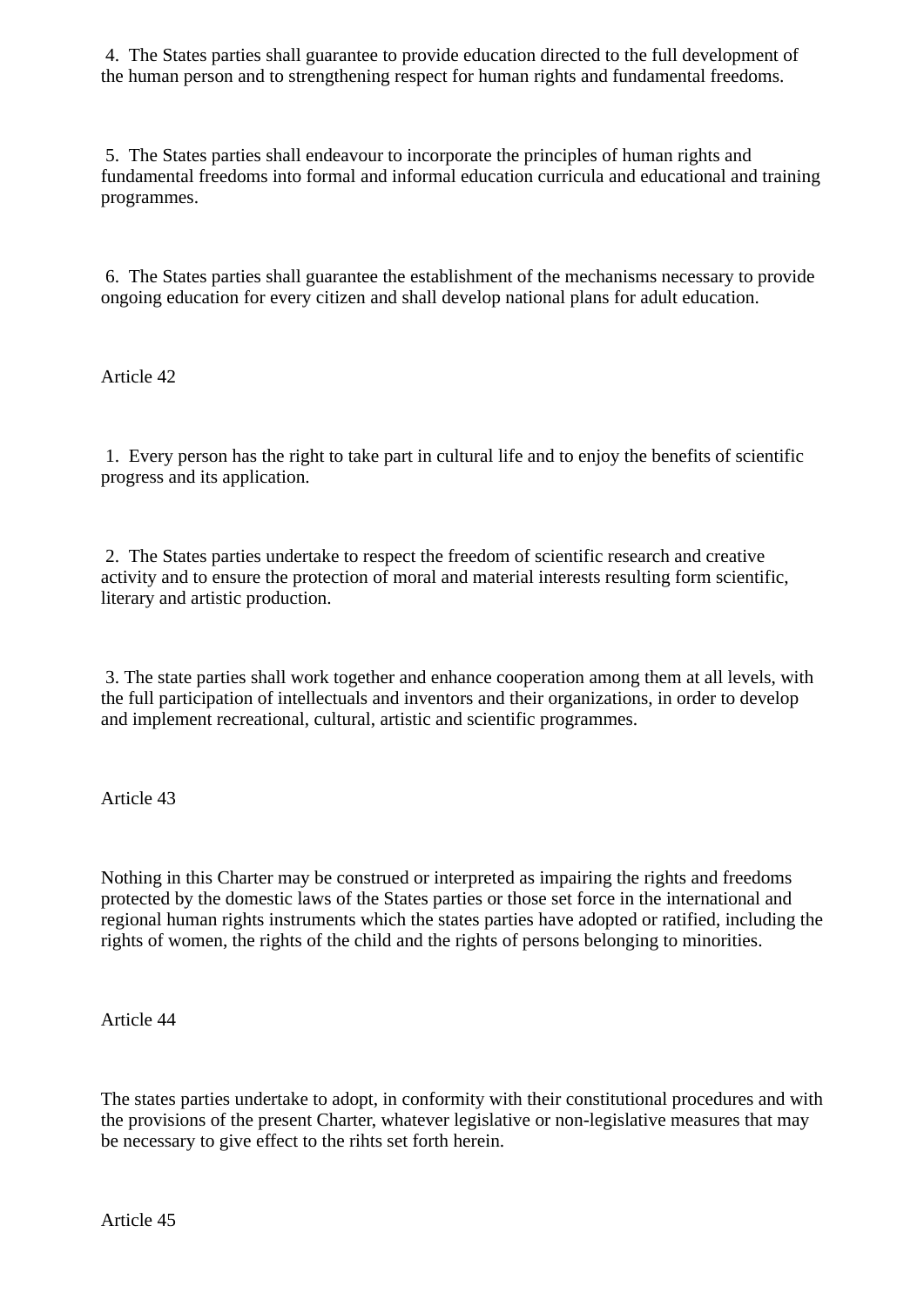4. The States parties shall guarantee to provide education directed to the full development of the human person and to strengthening respect for human rights and fundamental freedoms.

5. The States parties shall endeavour to incorporate the principles of human rights and fundamental freedoms into formal and informal education curricula and educational and training programmes.

6. The States parties shall guarantee the establishment of the mechanisms necessary to provide ongoing education for every citizen and shall develop national plans for adult education.

Article 42

1. Every person has the right to take part in cultural life and to enjoy the benefits of scientific progress and its application.

2. The States parties undertake to respect the freedom of scientific research and creative activity and to ensure the protection of moral and material interests resulting form scientific, literary and artistic production.

3. The state parties shall work together and enhance cooperation among them at all levels, with the full participation of intellectuals and inventors and their organizations, in order to develop and implement recreational, cultural, artistic and scientific programmes.

Article 43

Nothing in this Charter may be construed or interpreted as impairing the rights and freedoms protected by the domestic laws of the States parties or those set force in the international and regional human rights instruments which the states parties have adopted or ratified, including the rights of women, the rights of the child and the rights of persons belonging to minorities.

Article 44

The states parties undertake to adopt, in conformity with their constitutional procedures and with the provisions of the present Charter, whatever legislative or non-legislative measures that may be necessary to give effect to the rihts set forth herein.

Article 45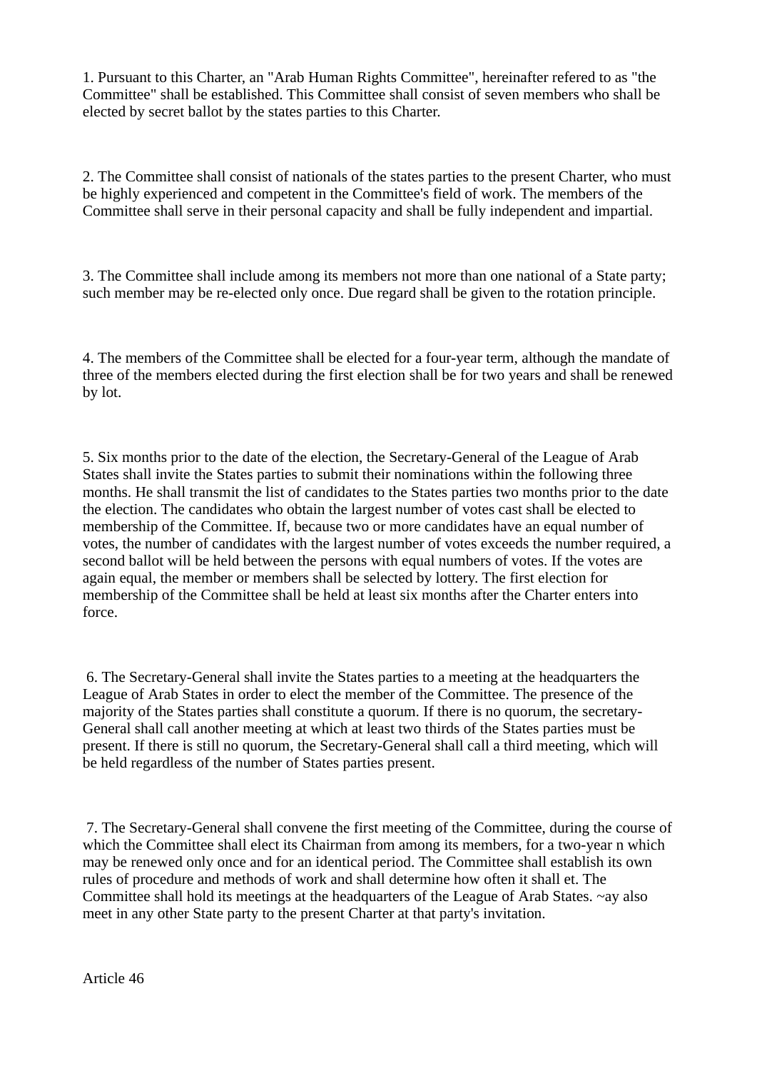1. Pursuant to this Charter, an "Arab Human Rights Committee", hereinafter refered to as "the Committee" shall be established. This Committee shall consist of seven members who shall be elected by secret ballot by the states parties to this Charter.

2. The Committee shall consist of nationals of the states parties to the present Charter, who must be highly experienced and competent in the Committee's field of work. The members of the Committee shall serve in their personal capacity and shall be fully independent and impartial.

3. The Committee shall include among its members not more than one national of a State party; such member may be re-elected only once. Due regard shall be given to the rotation principle.

4. The members of the Committee shall be elected for a four-year term, although the mandate of three of the members elected during the first election shall be for two years and shall be renewed by lot.

5. Six months prior to the date of the election, the Secretary-General of the League of Arab States shall invite the States parties to submit their nominations within the following three months. He shall transmit the list of candidates to the States parties two months prior to the date the election. The candidates who obtain the largest number of votes cast shall be elected to membership of the Committee. If, because two or more candidates have an equal number of votes, the number of candidates with the largest number of votes exceeds the number required, a second ballot will be held between the persons with equal numbers of votes. If the votes are again equal, the member or members shall be selected by lottery. The first election for membership of the Committee shall be held at least six months after the Charter enters into force.

6. The Secretary-General shall invite the States parties to a meeting at the headquarters the League of Arab States in order to elect the member of the Committee. The presence of the majority of the States parties shall constitute a quorum. If there is no quorum, the secretary-General shall call another meeting at which at least two thirds of the States parties must be present. If there is still no quorum, the Secretary-General shall call a third meeting, which will be held regardless of the number of States parties present.

7. The Secretary-General shall convene the first meeting of the Committee, during the course of which the Committee shall elect its Chairman from among its members, for a two-year n which may be renewed only once and for an identical period. The Committee shall establish its own rules of procedure and methods of work and shall determine how often it shall et. The Committee shall hold its meetings at the headquarters of the League of Arab States. ~ay also meet in any other State party to the present Charter at that party's invitation.

Article 46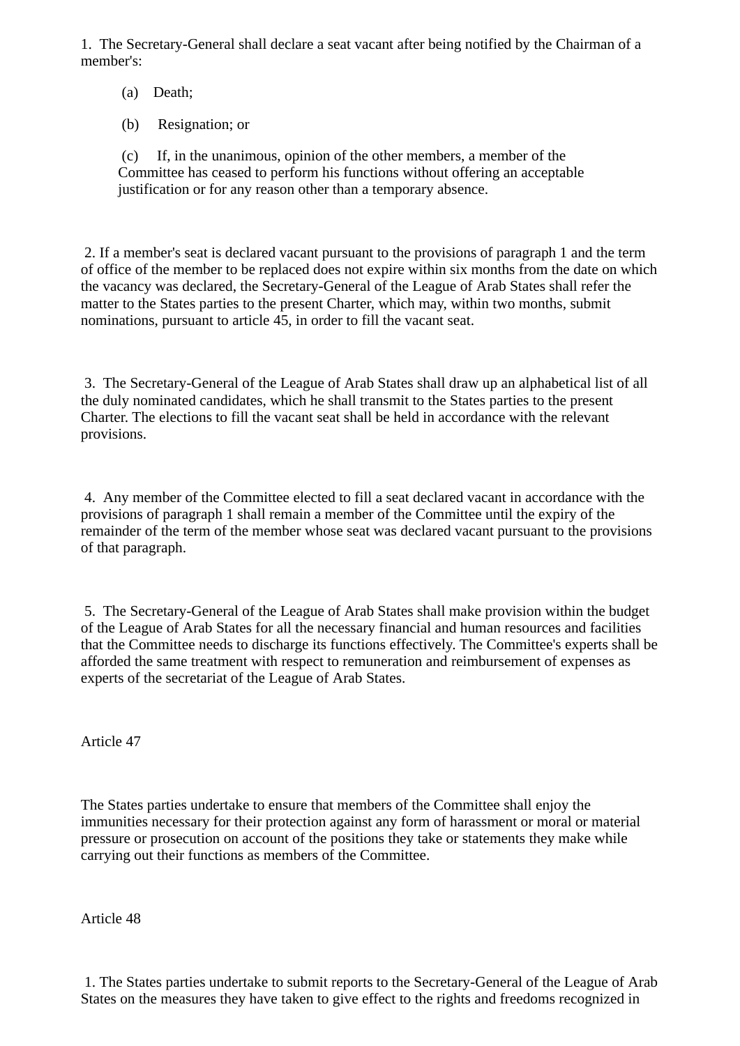1. The Secretary-General shall declare a seat vacant after being notified by the Chairman of a member's:

(a) Death;

(b) Resignation; or

(c) If, in the unanimous, opinion of the other members, a member of the Committee has ceased to perform his functions without offering an acceptable justification or for any reason other than a temporary absence.

2. If a member's seat is declared vacant pursuant to the provisions of paragraph 1 and the term of office of the member to be replaced does not expire within six months from the date on which the vacancy was declared, the Secretary-General of the League of Arab States shall refer the matter to the States parties to the present Charter, which may, within two months, submit nominations, pursuant to article 45, in order to fill the vacant seat.

3. The Secretary-General of the League of Arab States shall draw up an alphabetical list of all the duly nominated candidates, which he shall transmit to the States parties to the present Charter. The elections to fill the vacant seat shall be held in accordance with the relevant provisions.

4. Any member of the Committee elected to fill a seat declared vacant in accordance with the provisions of paragraph 1 shall remain a member of the Committee until the expiry of the remainder of the term of the member whose seat was declared vacant pursuant to the provisions of that paragraph.

5. The Secretary-General of the League of Arab States shall make provision within the budget of the League of Arab States for all the necessary financial and human resources and facilities that the Committee needs to discharge its functions effectively. The Committee's experts shall be afforded the same treatment with respect to remuneration and reimbursement of expenses as experts of the secretariat of the League of Arab States.

Article 47

The States parties undertake to ensure that members of the Committee shall enjoy the immunities necessary for their protection against any form of harassment or moral or material pressure or prosecution on account of the positions they take or statements they make while carrying out their functions as members of the Committee.

Article 48

1. The States parties undertake to submit reports to the Secretary-General of the League of Arab States on the measures they have taken to give effect to the rights and freedoms recognized in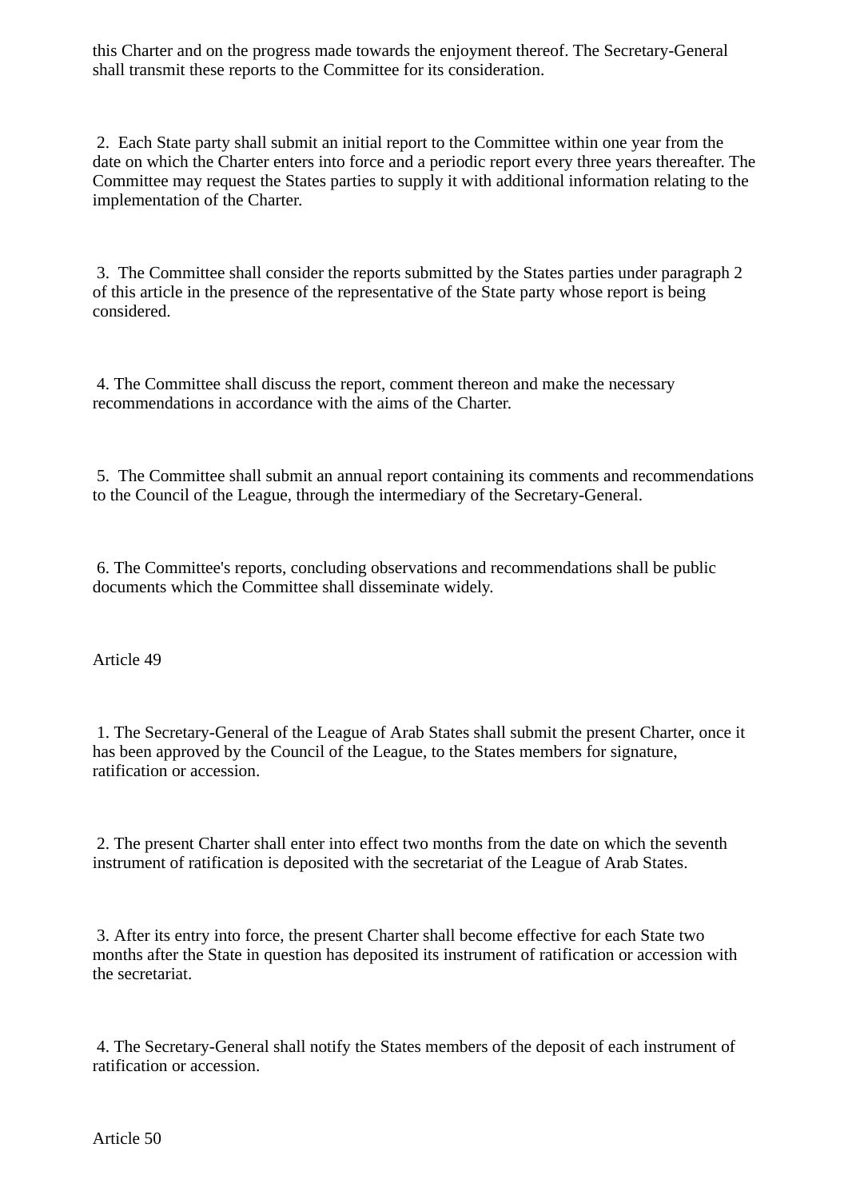this Charter and on the progress made towards the enjoyment thereof. The Secretary-General shall transmit these reports to the Committee for its consideration.

2. Each State party shall submit an initial report to the Committee within one year from the date on which the Charter enters into force and a periodic report every three years thereafter. The Committee may request the States parties to supply it with additional information relating to the implementation of the Charter.

3. The Committee shall consider the reports submitted by the States parties under paragraph 2 of this article in the presence of the representative of the State party whose report is being considered.

4. The Committee shall discuss the report, comment thereon and make the necessary recommendations in accordance with the aims of the Charter.

5. The Committee shall submit an annual report containing its comments and recommendations to the Council of the League, through the intermediary of the Secretary-General.

6. The Committee's reports, concluding observations and recommendations shall be public documents which the Committee shall disseminate widely.

Article 49

1. The Secretary-General of the League of Arab States shall submit the present Charter, once it has been approved by the Council of the League, to the States members for signature, ratification or accession.

2. The present Charter shall enter into effect two months from the date on which the seventh instrument of ratification is deposited with the secretariat of the League of Arab States.

3. After its entry into force, the present Charter shall become effective for each State two months after the State in question has deposited its instrument of ratification or accession with the secretariat.

4. The Secretary-General shall notify the States members of the deposit of each instrument of ratification or accession.

Article 50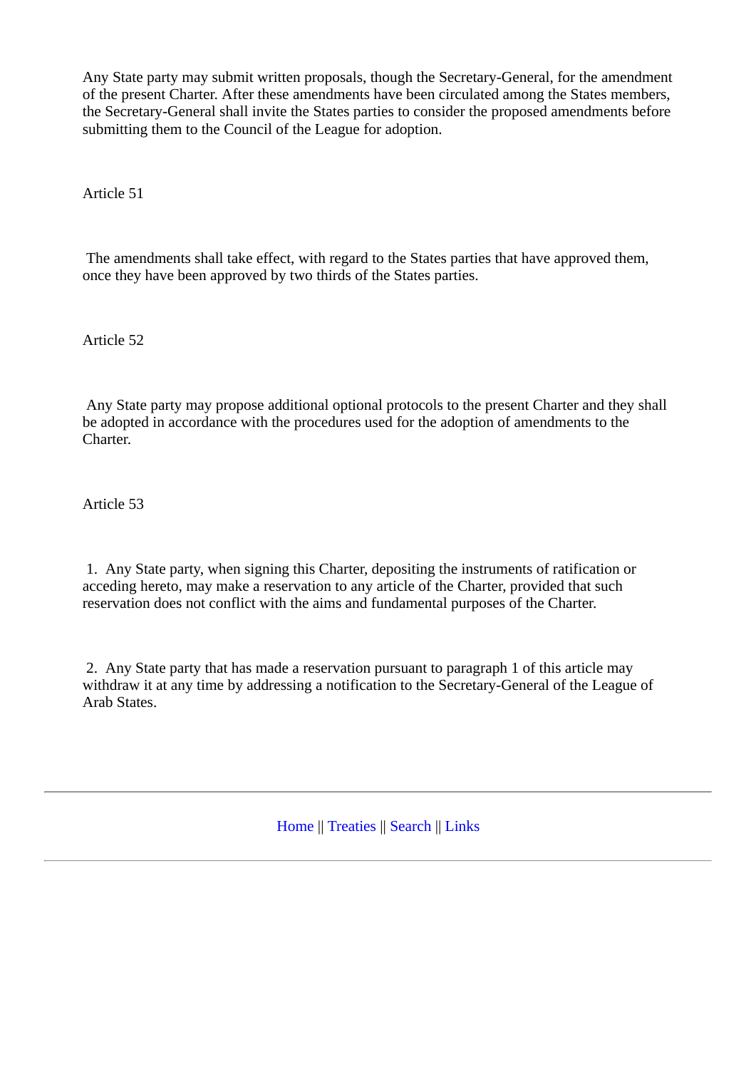Any State party may submit written proposals, though the Secretary-General, for the amendment of the present Charter. After these amendments have been circulated among the States members, the Secretary-General shall invite the States parties to consider the proposed amendments before submitting them to the Council of the League for adoption.

Article 51

The amendments shall take effect, with regard to the States parties that have approved them, once they have been approved by two thirds of the States parties.

Article 52

Any State party may propose additional optional protocols to the present Charter and they shall be adopted in accordance with the procedures used for the adoption of amendments to the Charter.

Article 53

1. Any State party, when signing this Charter, depositing the instruments of ratification or acceding hereto, may make a reservation to any article of the Charter, provided that such reservation does not conflict with the aims and fundamental purposes of the Charter.

2. Any State party that has made a reservation pursuant to paragraph 1 of this article may withdraw it at any time by addressing a notification to the Secretary-General of the League of Arab States.

---

Home || Treaties || Search || Links

---